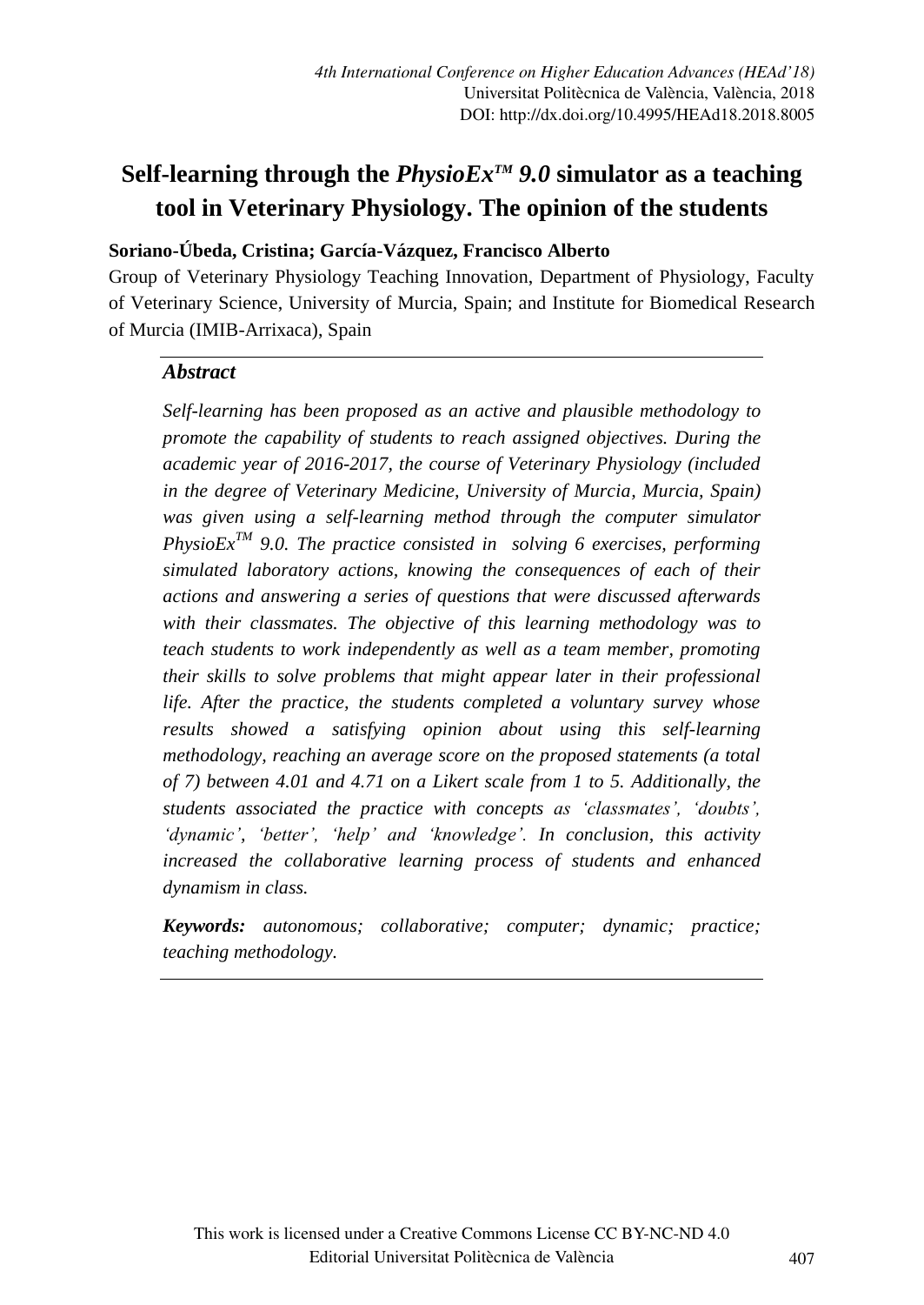# Self-learning through the *PhysioEx™ 9.0* simulator as a teaching tool in Veterinary Physiology. The opinion of the students

**Soriano-Úbeda, Cristina; García-Vázquez, Francisco Alberto**

Group of Veterinary Physiology Teaching Innovation, Department of Physiology, Faculty of Veterinary Science, University of Murcia, Spain; and Institute for Biomedical Research of Murcia (IMIB-Arrixaca), Spain

## *Abstract*

*Self-learning has been proposed as an active and plausible methodology to promote the capability of students to reach assigned objectives. During the academic year of 2016-2017, the course of Veterinary Physiology (included in the degree of Veterinary Medicine, University of Murcia, Murcia, Spain) was given using a self-learning method through the computer simulator PhysioEx™ 9.0. The practice consisted in solving 6 exercises, performing simulated laboratory actions, knowing the consequences of each of their actions and answering a series of questions that were discussed afterwards with their classmates. The objective of this learning methodology was to teach students to work independently as well as a team member, promoting their skills to solve problems that might appear later in their professional life. After the practice, the students completed a voluntary survey whose results showed a satisfying opinion about using this self-learning methodology, reaching an average score on the proposed statements (a total of 7) between 4.01 and 4.71 on a Likert scale from 1 to 5. Additionally, the students associated the practice with concepts as 'classmates', 'doubts', 'dynamic', 'better', 'help' and 'knowledge'. In conclusion, this activity increased the collaborative learning process of students and enhanced dynamism in class.*

***Keywords:*** *autonomous; collaborative; computer; dynamic; practice; teaching methodology.*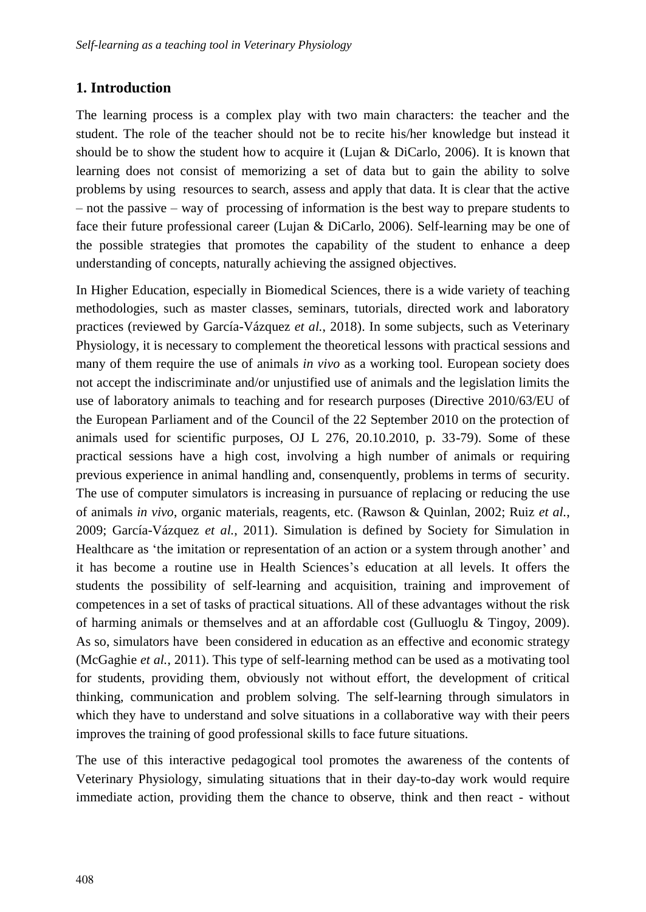## 1. Introduction

The learning process is a complex play with two main characters: the teacher and the student. The role of the teacher should not be to recite his/her knowledge but instead it should be to show the student how to acquire it (Lujan & DiCarlo, 2006). It is known that learning does not consist of memorizing a set of data but to gain the ability to solve problems by using resources to search, assess and apply that data. It is clear that the active – not the passive – way of processing of information is the best way to prepare students to face their future professional career (Lujan & DiCarlo, 2006). Self-learning may be one of the possible strategies that promotes the capability of the student to enhance a deep understanding of concepts, naturally achieving the assigned objectives.

In Higher Education, especially in Biomedical Sciences, there is a wide variety of teaching methodologies, such as master classes, seminars, tutorials, directed work and laboratory practices (reviewed by García-Vázquez *et al.*, 2018). In some subjects, such as Veterinary Physiology, it is necessary to complement the theoretical lessons with practical sessions and many of them require the use of animals *in vivo* as a working tool. European society does not accept the indiscriminate and/or unjustified use of animals and the legislation limits the use of laboratory animals to teaching and for research purposes (Directive 2010/63/EU of the European Parliament and of the Council of the 22 September 2010 on the protection of animals used for scientific purposes, OJ L 276, 20.10.2010, p. 33-79). Some of these practical sessions have a high cost, involving a high number of animals or requiring previous experience in animal handling and, consenquently, problems in terms of security. The use of computer simulators is increasing in pursuance of replacing or reducing the use of animals *in vivo*, organic materials, reagents, etc. (Rawson & Quinlan, 2002; Ruiz *et al.*, 2009; García-Vázquez *et al.*, 2011). Simulation is defined by Society for Simulation in Healthcare as 'the imitation or representation of an action or a system through another' and it has become a routine use in Health Sciences's education at all levels. It offers the students the possibility of self-learning and acquisition, training and improvement of competences in a set of tasks of practical situations. All of these advantages without the risk of harming animals or themselves and at an affordable cost (Gulluoglu & Tingoy, 2009). As so, simulators have been considered in education as an effective and economic strategy (McGaghie *et al.*, 2011). This type of self-learning method can be used as a motivating tool for students, providing them, obviously not without effort, the development of critical thinking, communication and problem solving. The self-learning through simulators in which they have to understand and solve situations in a collaborative way with their peers improves the training of good professional skills to face future situations.

The use of this interactive pedagogical tool promotes the awareness of the contents of Veterinary Physiology, simulating situations that in their day-to-day work would require immediate action, providing them the chance to observe, think and then react - without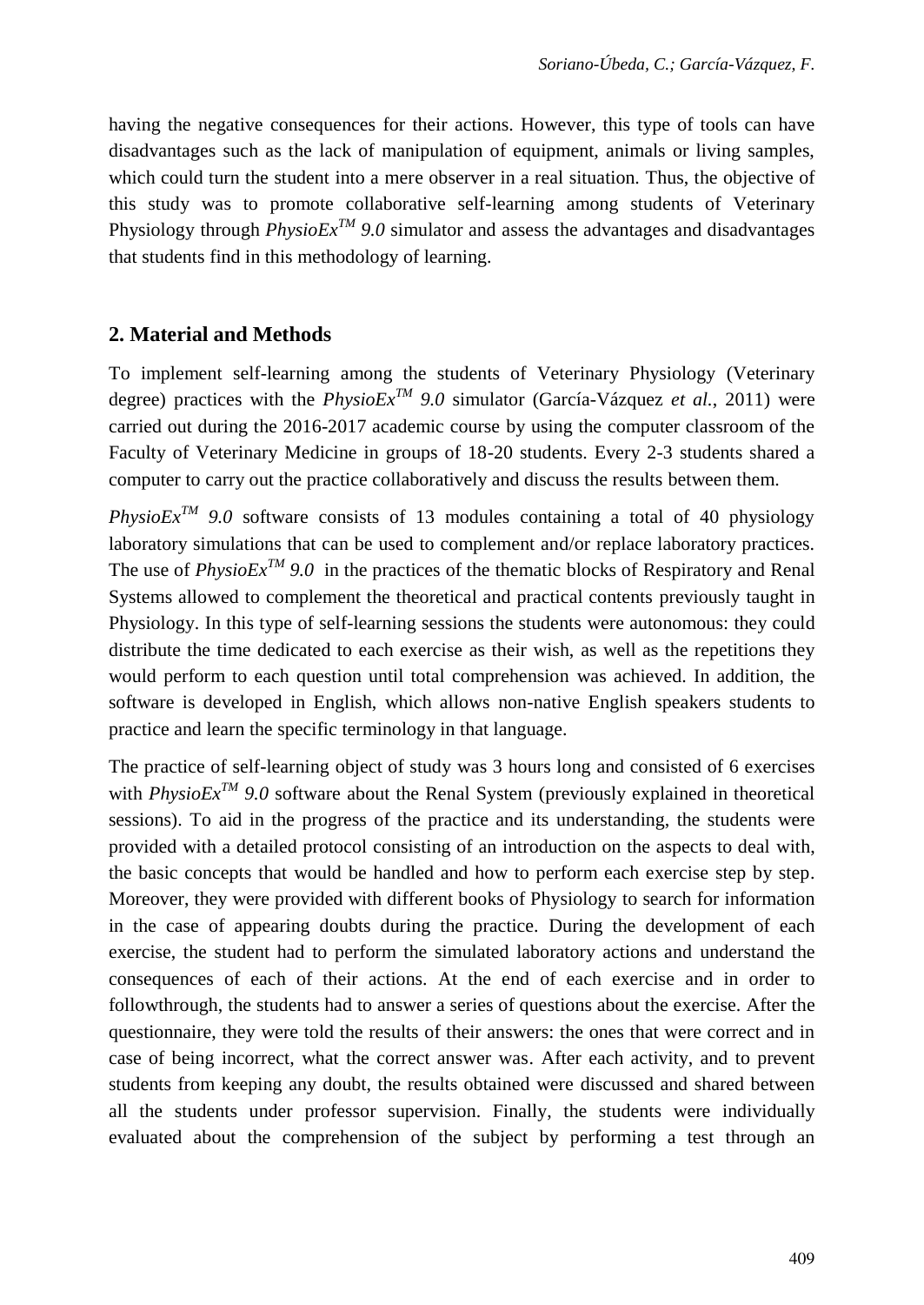having the negative consequences for their actions. However, this type of tools can have disadvantages such as the lack of manipulation of equipment, animals or living samples, which could turn the student into a mere observer in a real situation. Thus, the objective of this study was to promote collaborative self-learning among students of Veterinary Physiology through *PhysioEx™ 9.0* simulator and assess the advantages and disadvantages that students find in this methodology of learning.

## 2. Material and Methods

To implement self-learning among the students of Veterinary Physiology (Veterinary degree) practices with the *PhysioEx™ 9.0* simulator (García-Vázquez *et al.*, 2011) were carried out during the 2016-2017 academic course by using the computer classroom of the Faculty of Veterinary Medicine in groups of 18-20 students. Every 2-3 students shared a computer to carry out the practice collaboratively and discuss the results between them.

*PhysioEx™ 9.0* software consists of 13 modules containing a total of 40 physiology laboratory simulations that can be used to complement and/or replace laboratory practices. The use of *PhysioEx™ 9.0* in the practices of the thematic blocks of Respiratory and Renal Systems allowed to complement the theoretical and practical contents previously taught in Physiology. In this type of self-learning sessions the students were autonomous: they could distribute the time dedicated to each exercise as their wish, as well as the repetitions they would perform to each question until total comprehension was achieved. In addition, the software is developed in English, which allows non-native English speakers students to practice and learn the specific terminology in that language.

The practice of self-learning object of study was 3 hours long and consisted of 6 exercises with *PhysioEx™ 9.0* software about the Renal System (previously explained in theoretical sessions). To aid in the progress of the practice and its understanding, the students were provided with a detailed protocol consisting of an introduction on the aspects to deal with, the basic concepts that would be handled and how to perform each exercise step by step. Moreover, they were provided with different books of Physiology to search for information in the case of appearing doubts during the practice. During the development of each exercise, the student had to perform the simulated laboratory actions and understand the consequences of each of their actions. At the end of each exercise and in order to followthrough, the students had to answer a series of questions about the exercise. After the questionnaire, they were told the results of their answers: the ones that were correct and in case of being incorrect, what the correct answer was. After each activity, and to prevent students from keeping any doubt, the results obtained were discussed and shared between all the students under professor supervision. Finally, the students were individually evaluated about the comprehension of the subject by performing a test through an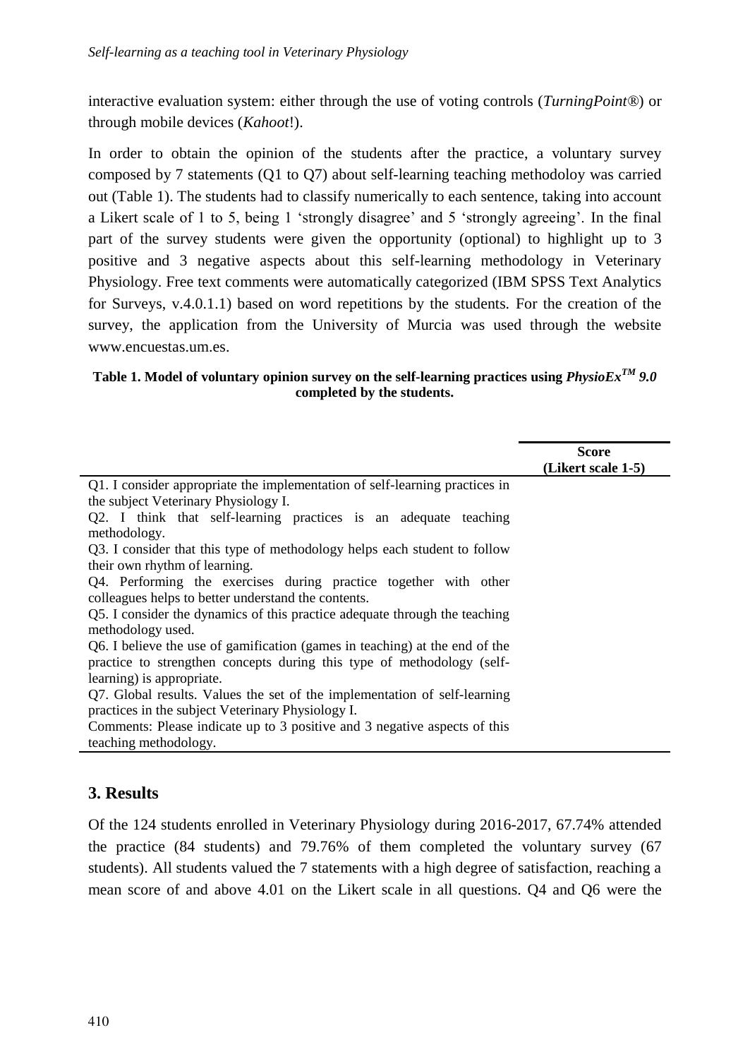interactive evaluation system: either through the use of voting controls (*TurningPoint®*) or through mobile devices (*Kahoot*!).

In order to obtain the opinion of the students after the practice, a voluntary survey composed by 7 statements (Q1 to Q7) about self-learning teaching methodoloy was carried out (Table 1). The students had to classify numerically to each sentence, taking into account a Likert scale of 1 to 5, being 1 'strongly disagree' and 5 'strongly agreeing'. In the final part of the survey students were given the opportunity (optional) to highlight up to 3 positive and 3 negative aspects about this self-learning methodology in Veterinary Physiology. Free text comments were automatically categorized (IBM SPSS Text Analytics for Surveys, v.4.0.1.1) based on word repetitions by the students. For the creation of the survey, the application from the University of Murcia was used through the website www.encuestas.um.es.

**Table 1. Model of voluntary opinion survey on the self-learning practices using *PhysioEx$^{TM}$ 9.0* completed by the students.**

| | Score (Likert scale 1-5) |
|---|---|
| Q1. I consider appropriate the implementation of self-learning practices in the subject Veterinary Physiology I. | |
| Q2. I think that self-learning practices is an adequate teaching methodology. | |
| Q3. I consider that this type of methodology helps each student to follow their own rhythm of learning. | |
| Q4. Performing the exercises during practice together with other colleagues helps to better understand the contents. | |
| Q5. I consider the dynamics of this practice adequate through the teaching methodology used. | |
| Q6. I believe the use of gamification (games in teaching) at the end of the practice to strengthen concepts during this type of methodology (self-learning) is appropriate. | |
| Q7. Global results. Values the set of the implementation of self-learning practices in the subject Veterinary Physiology I. | |
| Comments: Please indicate up to 3 positive and 3 negative aspects of this teaching methodology. | |

## 3. Results

Of the 124 students enrolled in Veterinary Physiology during 2016-2017, 67.74% attended the practice (84 students) and 79.76% of them completed the voluntary survey (67 students). All students valued the 7 statements with a high degree of satisfaction, reaching a mean score of and above 4.01 on the Likert scale in all questions. Q4 and Q6 were the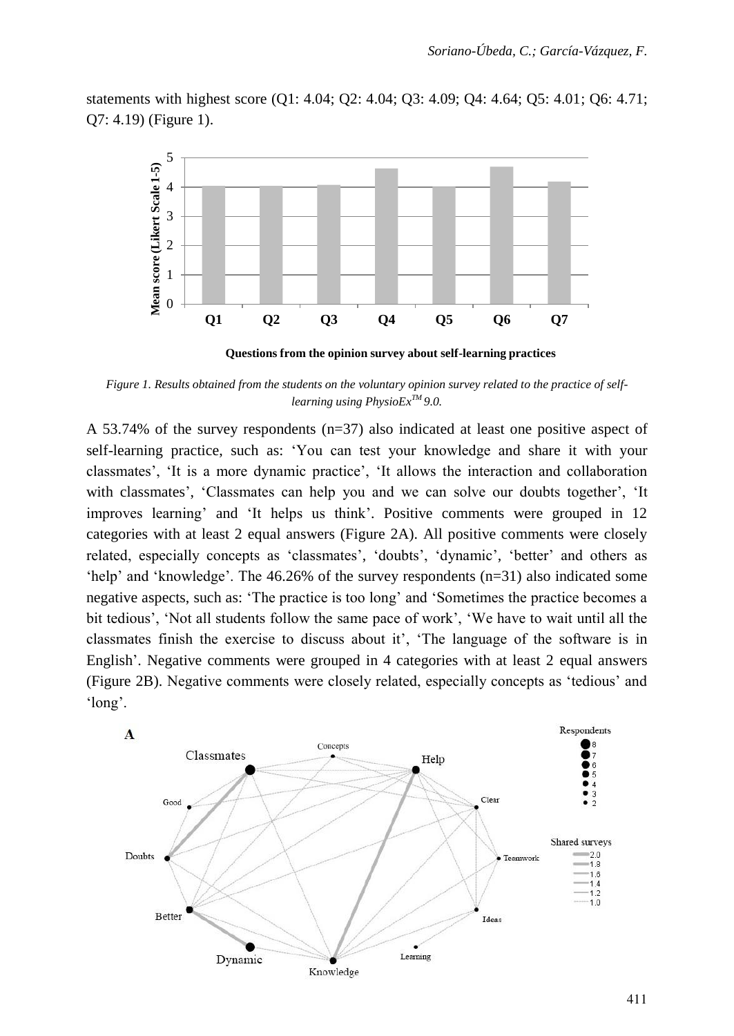statements with highest score (Q1: 4.04; Q2: 4.04; Q3: 4.09; Q4: 4.64; Q5: 4.01; Q6: 4.71; Q7: 4.19) (Figure 1).

*Figure 1. Results obtained from the students on the voluntary opinion survey related to the practice of self-learning using PhysioEx™ 9.0.*

A 53.74% of the survey respondents (n=37) also indicated at least one positive aspect of self-learning practice, such as: 'You can test your knowledge and share it with your classmates', 'It is a more dynamic practice', 'It allows the interaction and collaboration with classmates', 'Classmates can help you and we can solve our doubts together', 'It improves learning' and 'It helps us think'. Positive comments were grouped in 12 categories with at least 2 equal answers (Figure 2A). All positive comments were closely related, especially concepts as 'classmates', 'doubts', 'dynamic', 'better' and others as 'help' and 'knowledge'. The 46.26% of the survey respondents (n=31) also indicated some negative aspects, such as: 'The practice is too long' and 'Sometimes the practice becomes a bit tedious', 'Not all students follow the same pace of work', 'We have to wait until all the classmates finish the exercise to discuss about it', 'The language of the software is in English'. Negative comments were grouped in 4 categories with at least 2 equal answers (Figure 2B). Negative comments were closely related, especially concepts as 'tedious' and 'long'.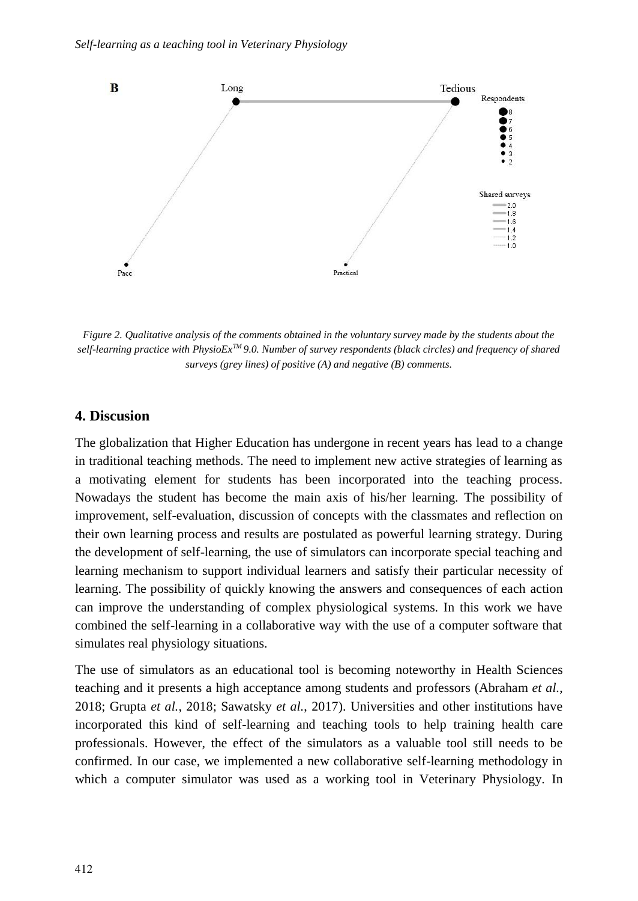B

Long — Tedious

Pace — Practical

Respondents: 8, 7, 6, 5, 4, 3, 2

Shared surveys: 2.0, 1.8, 1.6, 1.4, 1.2, 1.0

*Figure 2. Qualitative analysis of the comments obtained in the voluntary survey made by the students about the self-learning practice with PhysioEx™ 9.0. Number of survey respondents (black circles) and frequency of shared surveys (grey lines) of positive (A) and negative (B) comments.*

## 4. Discusion

The globalization that Higher Education has undergone in recent years has lead to a change in traditional teaching methods. The need to implement new active strategies of learning as a motivating element for students has been incorporated into the teaching process. Nowadays the student has become the main axis of his/her learning. The possibility of improvement, self-evaluation, discussion of concepts with the classmates and reflection on their own learning process and results are postulated as powerful learning strategy. During the development of self-learning, the use of simulators can incorporate special teaching and learning mechanism to support individual learners and satisfy their particular necessity of learning. The possibility of quickly knowing the answers and consequences of each action can improve the understanding of complex physiological systems. In this work we have combined the self-learning in a collaborative way with the use of a computer software that simulates real physiology situations.

The use of simulators as an educational tool is becoming noteworthy in Health Sciences teaching and it presents a high acceptance among students and professors (Abraham *et al.*, 2018; Grupta *et al.*, 2018; Sawatsky *et al.*, 2017). Universities and other institutions have incorporated this kind of self-learning and teaching tools to help training health care professionals. However, the effect of the simulators as a valuable tool still needs to be confirmed. In our case, we implemented a new collaborative self-learning methodology in which a computer simulator was used as a working tool in Veterinary Physiology. In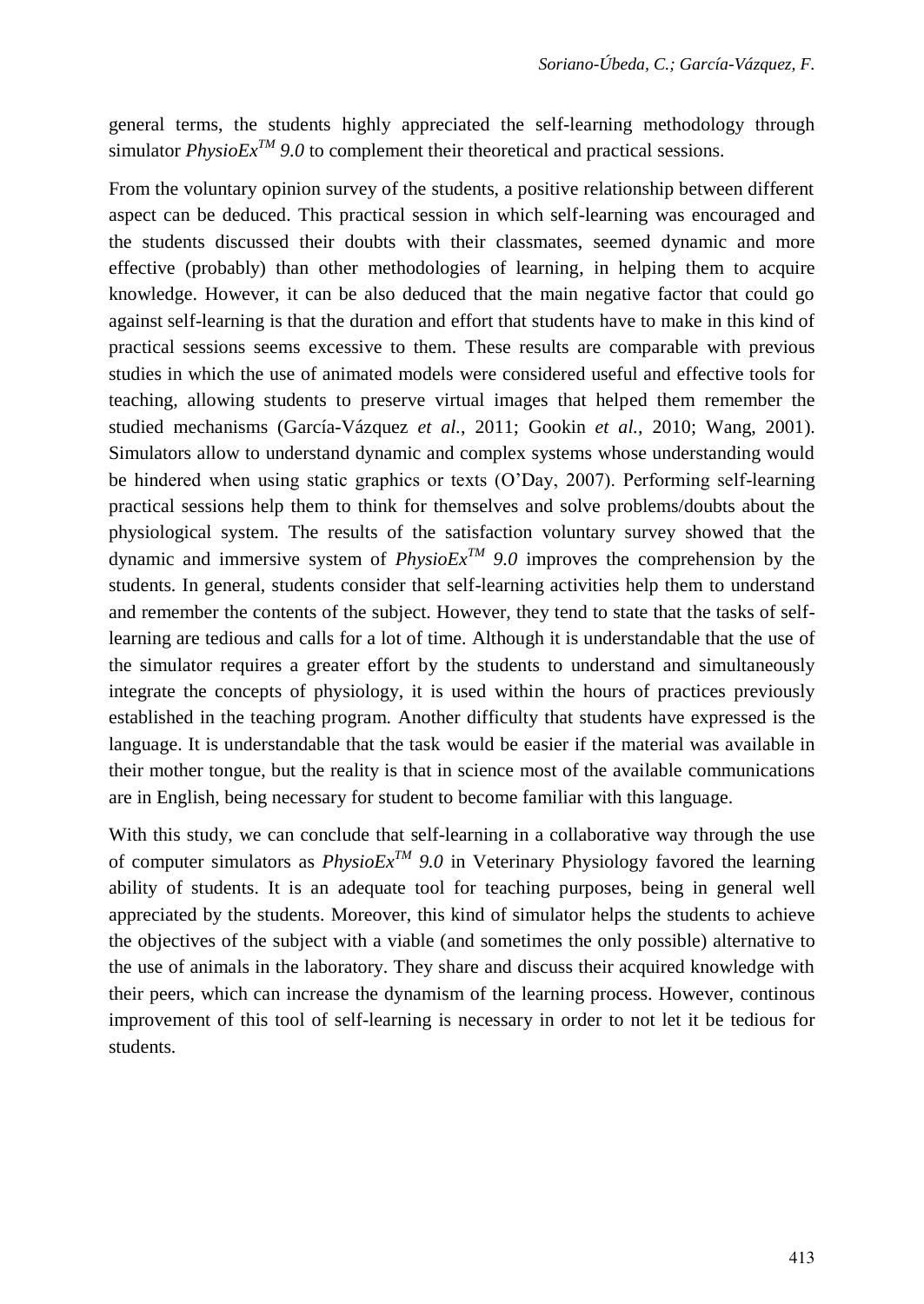general terms, the students highly appreciated the self-learning methodology through simulator *PhysioEx$^{TM}$ 9.0* to complement their theoretical and practical sessions.

From the voluntary opinion survey of the students, a positive relationship between different aspect can be deduced. This practical session in which self-learning was encouraged and the students discussed their doubts with their classmates, seemed dynamic and more effective (probably) than other methodologies of learning, in helping them to acquire knowledge. However, it can be also deduced that the main negative factor that could go against self-learning is that the duration and effort that students have to make in this kind of practical sessions seems excessive to them. These results are comparable with previous studies in which the use of animated models were considered useful and effective tools for teaching, allowing students to preserve virtual images that helped them remember the studied mechanisms (García-Vázquez *et al.*, 2011; Gookin *et al.*, 2010; Wang, 2001). Simulators allow to understand dynamic and complex systems whose understanding would be hindered when using static graphics or texts (O'Day, 2007). Performing self-learning practical sessions help them to think for themselves and solve problems/doubts about the physiological system. The results of the satisfaction voluntary survey showed that the dynamic and immersive system of *PhysioEx$^{TM}$ 9.0* improves the comprehension by the students. In general, students consider that self-learning activities help them to understand and remember the contents of the subject. However, they tend to state that the tasks of self-learning are tedious and calls for a lot of time. Although it is understandable that the use of the simulator requires a greater effort by the students to understand and simultaneously integrate the concepts of physiology, it is used within the hours of practices previously established in the teaching program. Another difficulty that students have expressed is the language. It is understandable that the task would be easier if the material was available in their mother tongue, but the reality is that in science most of the available communications are in English, being necessary for student to become familiar with this language.

With this study, we can conclude that self-learning in a collaborative way through the use of computer simulators as *PhysioEx$^{TM}$ 9.0* in Veterinary Physiology favored the learning ability of students. It is an adequate tool for teaching purposes, being in general well appreciated by the students. Moreover, this kind of simulator helps the students to achieve the objectives of the subject with a viable (and sometimes the only possible) alternative to the use of animals in the laboratory. They share and discuss their acquired knowledge with their peers, which can increase the dynamism of the learning process. However, continous improvement of this tool of self-learning is necessary in order to not let it be tedious for students.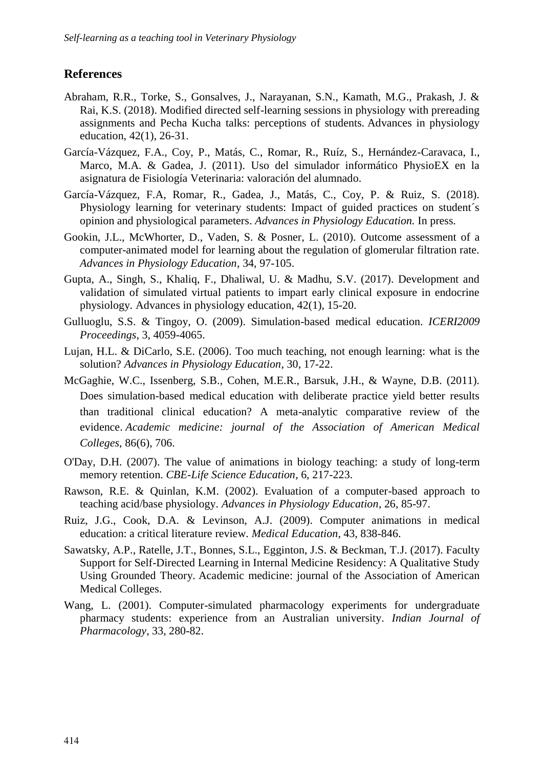## References

Abraham, R.R., Torke, S., Gonsalves, J., Narayanan, S.N., Kamath, M.G., Prakash, J. & Rai, K.S. (2018). Modified directed self-learning sessions in physiology with prereading assignments and Pecha Kucha talks: perceptions of students. Advances in physiology education, 42(1), 26-31.

García-Vázquez, F.A., Coy, P., Matás, C., Romar, R., Ruíz, S., Hernández-Caravaca, I., Marco, M.A. & Gadea, J. (2011). Uso del simulador informático PhysioEX en la asignatura de Fisiología Veterinaria: valoración del alumnado.

García-Vázquez, F.A, Romar, R., Gadea, J., Matás, C., Coy, P. & Ruiz, S. (2018). Physiology learning for veterinary students: Impact of guided practices on student´s opinion and physiological parameters. *Advances in Physiology Education.* In press.

Gookin, J.L., McWhorter, D., Vaden, S. & Posner, L. (2010). Outcome assessment of a computer-animated model for learning about the regulation of glomerular filtration rate. *Advances in Physiology Education*, 34, 97-105.

Gupta, A., Singh, S., Khaliq, F., Dhaliwal, U. & Madhu, S.V. (2017). Development and validation of simulated virtual patients to impart early clinical exposure in endocrine physiology. Advances in physiology education, 42(1), 15-20.

Gulluoglu, S.S. & Tingoy, O. (2009). Simulation-based medical education. *ICERI2009 Proceedings*, 3, 4059-4065.

Lujan, H.L. & DiCarlo, S.E. (2006). Too much teaching, not enough learning: what is the solution? *Advances in Physiology Education*, 30, 17-22.

McGaghie, W.C., Issenberg, S.B., Cohen, M.E.R., Barsuk, J.H., & Wayne, D.B. (2011). Does simulation-based medical education with deliberate practice yield better results than traditional clinical education? A meta-analytic comparative review of the evidence. *Academic medicine: journal of the Association of American Medical Colleges*, 86(6), 706.

O'Day, D.H. (2007). The value of animations in biology teaching: a study of long-term memory retention. *CBE-Life Science Education*, 6, 217-223.

Rawson, R.E. & Quinlan, K.M. (2002). Evaluation of a computer-based approach to teaching acid/base physiology. *Advances in Physiology Education*, 26, 85-97.

Ruiz, J.G., Cook, D.A. & Levinson, A.J. (2009). Computer animations in medical education: a critical literature review. *Medical Education*, 43, 838-846.

Sawatsky, A.P., Ratelle, J.T., Bonnes, S.L., Egginton, J.S. & Beckman, T.J. (2017). Faculty Support for Self-Directed Learning in Internal Medicine Residency: A Qualitative Study Using Grounded Theory. Academic medicine: journal of the Association of American Medical Colleges.

Wang, L. (2001). Computer-simulated pharmacology experiments for undergraduate pharmacy students: experience from an Australian university. *Indian Journal of Pharmacology*, 33, 280-82.